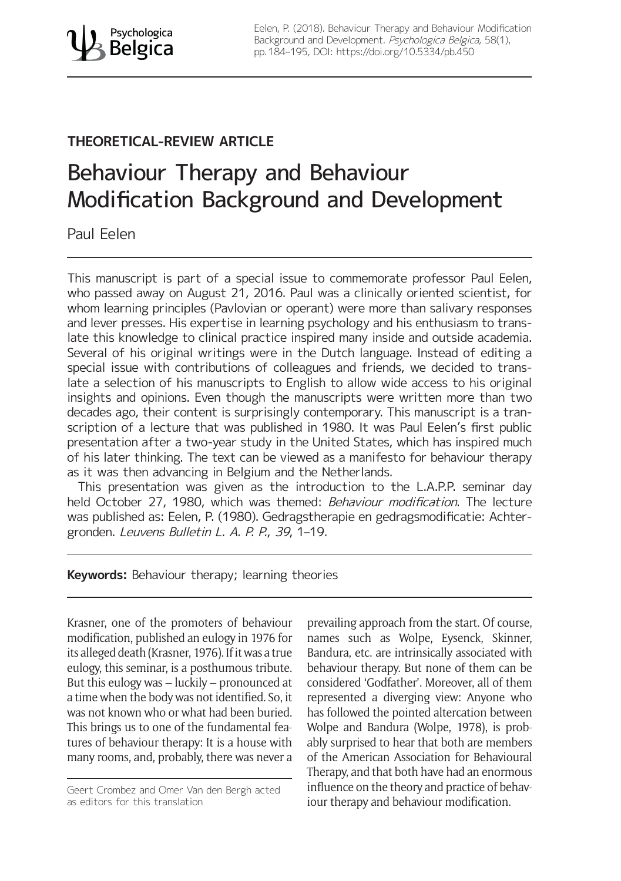THEORETICAL-REVIEW ARTICLE

# Behaviour Therapy and Behaviour Modification Background and Development

Paul Eelen

This manuscript is part of a special issue to commemorate professor Paul Eelen, who passed away on August 21, 2016. Paul was a clinically oriented scientist, for whom learning principles (Pavlovian or operant) were more than salivary responses and lever presses. His expertise in learning psychology and his enthusiasm to translate this knowledge to clinical practice inspired many inside and outside academia. Several of his original writings were in the Dutch language. Instead of editing a special issue with contributions of colleagues and friends, we decided to translate a selection of his manuscripts to English to allow wide access to his original insights and opinions. Even though the manuscripts were written more than two decades ago, their content is surprisingly contemporary. This manuscript is a transcription of a lecture that was published in 1980. It was Paul Eelen's first public presentation after a two-year study in the United States, which has inspired much of his later thinking. The text can be viewed as a manifesto for behaviour therapy as it was then advancing in Belgium and the Netherlands.

This presentation was given as the introduction to the L.A.P.P. seminar day held October 27, 1980, which was themed: *Behaviour modification*. The lecture was published as: Eelen, P. (1980). Gedragstherapie en gedragsmodificatie: Achtergronden. *Leuvens Bulletin L. A. P. P.*, *39*, 1–19.

**Keywords:** Behaviour therapy; learning theories

Krasner, one of the promoters of behaviour modification, published an eulogy in 1976 for its alleged death (Krasner, 1976). If it was a true eulogy, this seminar, is a posthumous tribute. But this eulogy was – luckily – pronounced at a time when the body was not identified. So, it was not known who or what had been buried. This brings us to one of the fundamental features of behaviour therapy: It is a house with many rooms, and, probably, there was never a prevailing approach from the start. Of course, names such as Wolpe, Eysenck, Skinner, Bandura, etc. are intrinsically associated with behaviour therapy. But none of them can be considered 'Godfather'. Moreover, all of them represented a diverging view: Anyone who has followed the pointed altercation between Wolpe and Bandura (Wolpe, 1978), is probably surprised to hear that both are members of the American Association for Behavioural Therapy, and that both have had an enormous influence on the theory and practice of behaviour therapy and behaviour modification.

Geert Crombez and Omer Van den Bergh acted as editors for this translation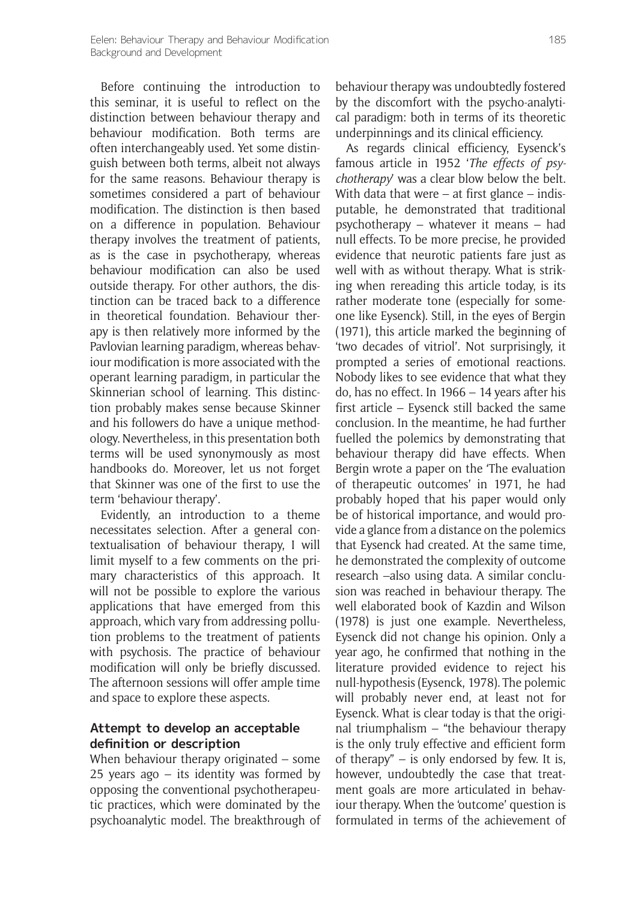Before continuing the introduction to this seminar, it is useful to reflect on the distinction between behaviour therapy and behaviour modification. Both terms are often interchangeably used. Yet some distinguish between both terms, albeit not always for the same reasons. Behaviour therapy is sometimes considered a part of behaviour modification. The distinction is then based on a difference in population. Behaviour therapy involves the treatment of patients, as is the case in psychotherapy, whereas behaviour modification can also be used outside therapy. For other authors, the distinction can be traced back to a difference in theoretical foundation. Behaviour therapy is then relatively more informed by the Pavlovian learning paradigm, whereas behaviour modification is more associated with the operant learning paradigm, in particular the Skinnerian school of learning. This distinction probably makes sense because Skinner and his followers do have a unique methodology. Nevertheless, in this presentation both terms will be used synonymously as most handbooks do. Moreover, let us not forget that Skinner was one of the first to use the term 'behaviour therapy'.

Evidently, an introduction to a theme necessitates selection. After a general contextualisation of behaviour therapy, I will limit myself to a few comments on the primary characteristics of this approach. It will not be possible to explore the various applications that have emerged from this approach, which vary from addressing pollution problems to the treatment of patients with psychosis. The practice of behaviour modification will only be briefly discussed. The afternoon sessions will offer ample time and space to explore these aspects.

## Attempt to develop an acceptable definition or description

When behaviour therapy originated – some 25 years ago – its identity was formed by opposing the conventional psychotherapeutic practices, which were dominated by the psychoanalytic model. The breakthrough of behaviour therapy was undoubtedly fostered by the discomfort with the psycho-analytical paradigm: both in terms of its theoretic underpinnings and its clinical efficiency.

As regards clinical efficiency, Eysenck's famous article in 1952 '*The effects of psychotherapy*' was a clear blow below the belt. With data that were – at first glance – indisputable, he demonstrated that traditional psychotherapy – whatever it means – had null effects. To be more precise, he provided evidence that neurotic patients fare just as well with as without therapy. What is striking when rereading this article today, is its rather moderate tone (especially for someone like Eysenck). Still, in the eyes of Bergin (1971), this article marked the beginning of 'two decades of vitriol'. Not surprisingly, it prompted a series of emotional reactions. Nobody likes to see evidence that what they do, has no effect. In 1966 – 14 years after his first article – Eysenck still backed the same conclusion. In the meantime, he had further fuelled the polemics by demonstrating that behaviour therapy did have effects. When Bergin wrote a paper on the 'The evaluation of therapeutic outcomes' in 1971, he had probably hoped that his paper would only be of historical importance, and would provide a glance from a distance on the polemics that Eysenck had created. At the same time, he demonstrated the complexity of outcome research –also using data. A similar conclusion was reached in behaviour therapy. The well elaborated book of Kazdin and Wilson (1978) is just one example. Nevertheless, Eysenck did not change his opinion. Only a year ago, he confirmed that nothing in the literature provided evidence to reject his null-hypothesis (Eysenck, 1978). The polemic will probably never end, at least not for Eysenck. What is clear today is that the original triumphalism – "the behaviour therapy is the only truly effective and efficient form of therapy" – is only endorsed by few. It is, however, undoubtedly the case that treatment goals are more articulated in behaviour therapy. When the 'outcome' question is formulated in terms of the achievement of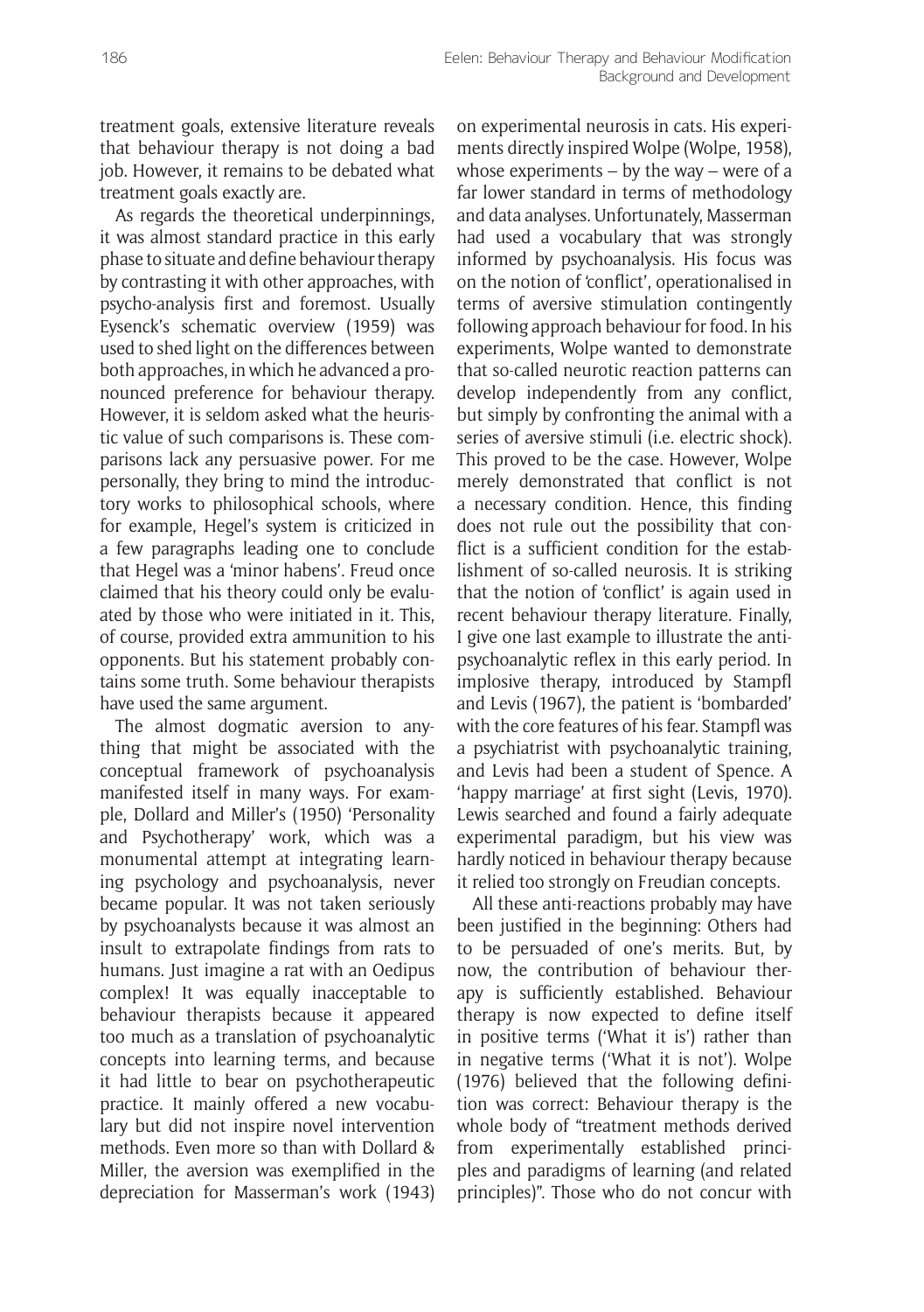treatment goals, extensive literature reveals that behaviour therapy is not doing a bad job. However, it remains to be debated what treatment goals exactly are.

As regards the theoretical underpinnings, it was almost standard practice in this early phase to situate and define behaviour therapy by contrasting it with other approaches, with psycho-analysis first and foremost. Usually Eysenck's schematic overview (1959) was used to shed light on the differences between both approaches, in which he advanced a pronounced preference for behaviour therapy. However, it is seldom asked what the heuristic value of such comparisons is. These comparisons lack any persuasive power. For me personally, they bring to mind the introductory works to philosophical schools, where for example, Hegel's system is criticized in a few paragraphs leading one to conclude that Hegel was a 'minor habens'. Freud once claimed that his theory could only be evaluated by those who were initiated in it. This, of course, provided extra ammunition to his opponents. But his statement probably contains some truth. Some behaviour therapists have used the same argument.

The almost dogmatic aversion to anything that might be associated with the conceptual framework of psychoanalysis manifested itself in many ways. For example, Dollard and Miller's (1950) 'Personality and Psychotherapy' work, which was a monumental attempt at integrating learning psychology and psychoanalysis, never became popular. It was not taken seriously by psychoanalysts because it was almost an insult to extrapolate findings from rats to humans. Just imagine a rat with an Oedipus complex! It was equally inacceptable to behaviour therapists because it appeared too much as a translation of psychoanalytic concepts into learning terms, and because it had little to bear on psychotherapeutic practice. It mainly offered a new vocabulary but did not inspire novel intervention methods. Even more so than with Dollard & Miller, the aversion was exemplified in the depreciation for Masserman's work (1943) on experimental neurosis in cats. His experiments directly inspired Wolpe (Wolpe, 1958), whose experiments – by the way – were of a far lower standard in terms of methodology and data analyses. Unfortunately, Masserman had used a vocabulary that was strongly informed by psychoanalysis. His focus was on the notion of 'conflict', operationalised in terms of aversive stimulation contingently following approach behaviour for food. In his experiments, Wolpe wanted to demonstrate that so-called neurotic reaction patterns can develop independently from any conflict, but simply by confronting the animal with a series of aversive stimuli (i.e. electric shock). This proved to be the case. However, Wolpe merely demonstrated that conflict is not a necessary condition. Hence, this finding does not rule out the possibility that conflict is a sufficient condition for the establishment of so-called neurosis. It is striking that the notion of 'conflict' is again used in recent behaviour therapy literature. Finally, I give one last example to illustrate the anti-psychoanalytic reflex in this early period. In implosive therapy, introduced by Stampfl and Levis (1967), the patient is 'bombarded' with the core features of his fear. Stampfl was a psychiatrist with psychoanalytic training, and Levis had been a student of Spence. A 'happy marriage' at first sight (Levis, 1970). Lewis searched and found a fairly adequate experimental paradigm, but his view was hardly noticed in behaviour therapy because it relied too strongly on Freudian concepts.

All these anti-reactions probably may have been justified in the beginning: Others had to be persuaded of one's merits. But, by now, the contribution of behaviour therapy is sufficiently established. Behaviour therapy is now expected to define itself in positive terms ('What it is') rather than in negative terms ('What it is not'). Wolpe (1976) believed that the following definition was correct: Behaviour therapy is the whole body of "treatment methods derived from experimentally established principles and paradigms of learning (and related principles)". Those who do not concur with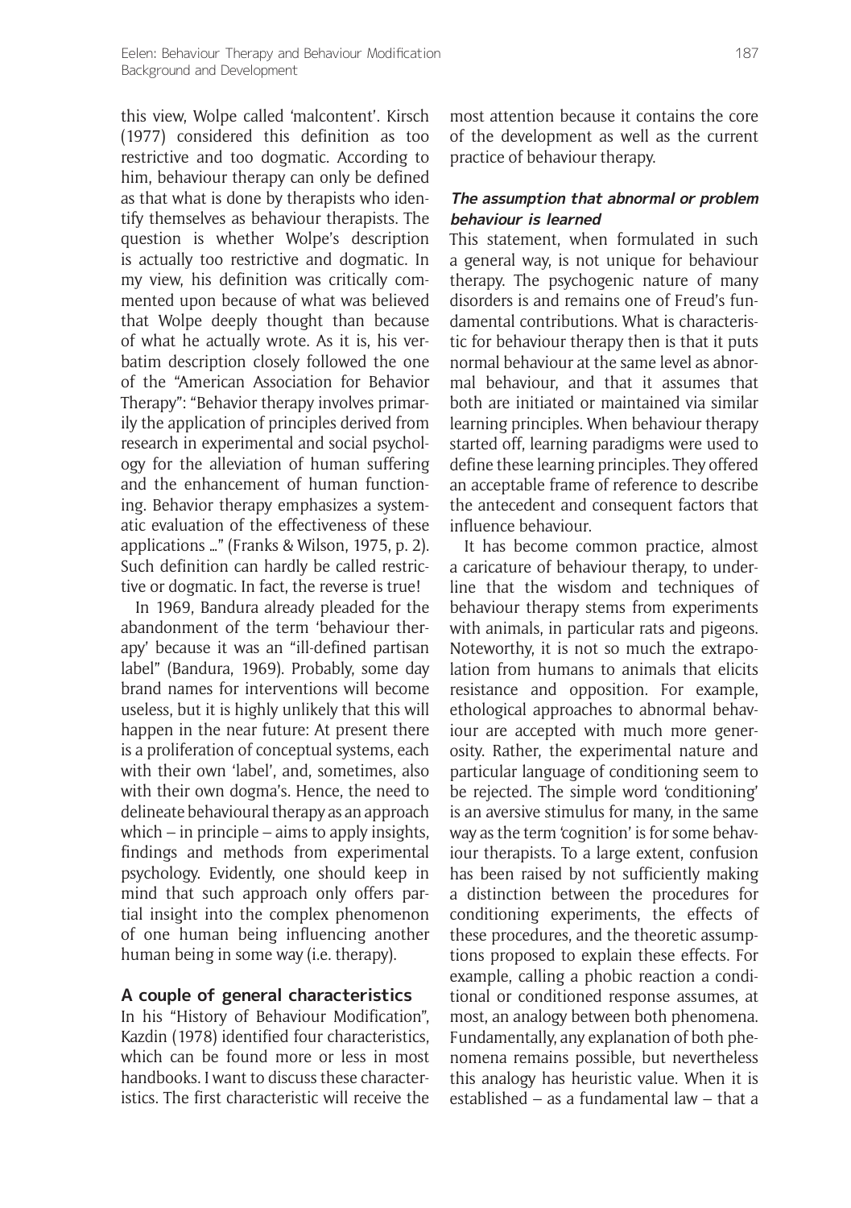this view, Wolpe called 'malcontent'. Kirsch (1977) considered this definition as too restrictive and too dogmatic. According to him, behaviour therapy can only be defined as that what is done by therapists who identify themselves as behaviour therapists. The question is whether Wolpe's description is actually too restrictive and dogmatic. In my view, his definition was critically commented upon because of what was believed that Wolpe deeply thought than because of what he actually wrote. As it is, his verbatim description closely followed the one of the "American Association for Behavior Therapy": "Behavior therapy involves primarily the application of principles derived from research in experimental and social psychology for the alleviation of human suffering and the enhancement of human functioning. Behavior therapy emphasizes a systematic evaluation of the effectiveness of these applications …" (Franks & Wilson, 1975, p. 2). Such definition can hardly be called restrictive or dogmatic. In fact, the reverse is true!

In 1969, Bandura already pleaded for the abandonment of the term 'behaviour therapy' because it was an "ill-defined partisan label" (Bandura, 1969). Probably, some day brand names for interventions will become useless, but it is highly unlikely that this will happen in the near future: At present there is a proliferation of conceptual systems, each with their own 'label', and, sometimes, also with their own dogma's. Hence, the need to delineate behavioural therapy as an approach which – in principle – aims to apply insights, findings and methods from experimental psychology. Evidently, one should keep in mind that such approach only offers partial insight into the complex phenomenon of one human being influencing another human being in some way (i.e. therapy).

## A couple of general characteristics

In his "History of Behaviour Modification", Kazdin (1978) identified four characteristics, which can be found more or less in most handbooks. I want to discuss these characteristics. The first characteristic will receive the most attention because it contains the core of the development as well as the current practice of behaviour therapy.

### *The assumption that abnormal or problem behaviour is learned*

This statement, when formulated in such a general way, is not unique for behaviour therapy. The psychogenic nature of many disorders is and remains one of Freud's fundamental contributions. What is characteristic for behaviour therapy then is that it puts normal behaviour at the same level as abnormal behaviour, and that it assumes that both are initiated or maintained via similar learning principles. When behaviour therapy started off, learning paradigms were used to define these learning principles. They offered an acceptable frame of reference to describe the antecedent and consequent factors that influence behaviour.

It has become common practice, almost a caricature of behaviour therapy, to underline that the wisdom and techniques of behaviour therapy stems from experiments with animals, in particular rats and pigeons. Noteworthy, it is not so much the extrapolation from humans to animals that elicits resistance and opposition. For example, ethological approaches to abnormal behaviour are accepted with much more generosity. Rather, the experimental nature and particular language of conditioning seem to be rejected. The simple word 'conditioning' is an aversive stimulus for many, in the same way as the term 'cognition' is for some behaviour therapists. To a large extent, confusion has been raised by not sufficiently making a distinction between the procedures for conditioning experiments, the effects of these procedures, and the theoretic assumptions proposed to explain these effects. For example, calling a phobic reaction a conditional or conditioned response assumes, at most, an analogy between both phenomena. Fundamentally, any explanation of both phenomena remains possible, but nevertheless this analogy has heuristic value. When it is established – as a fundamental law – that a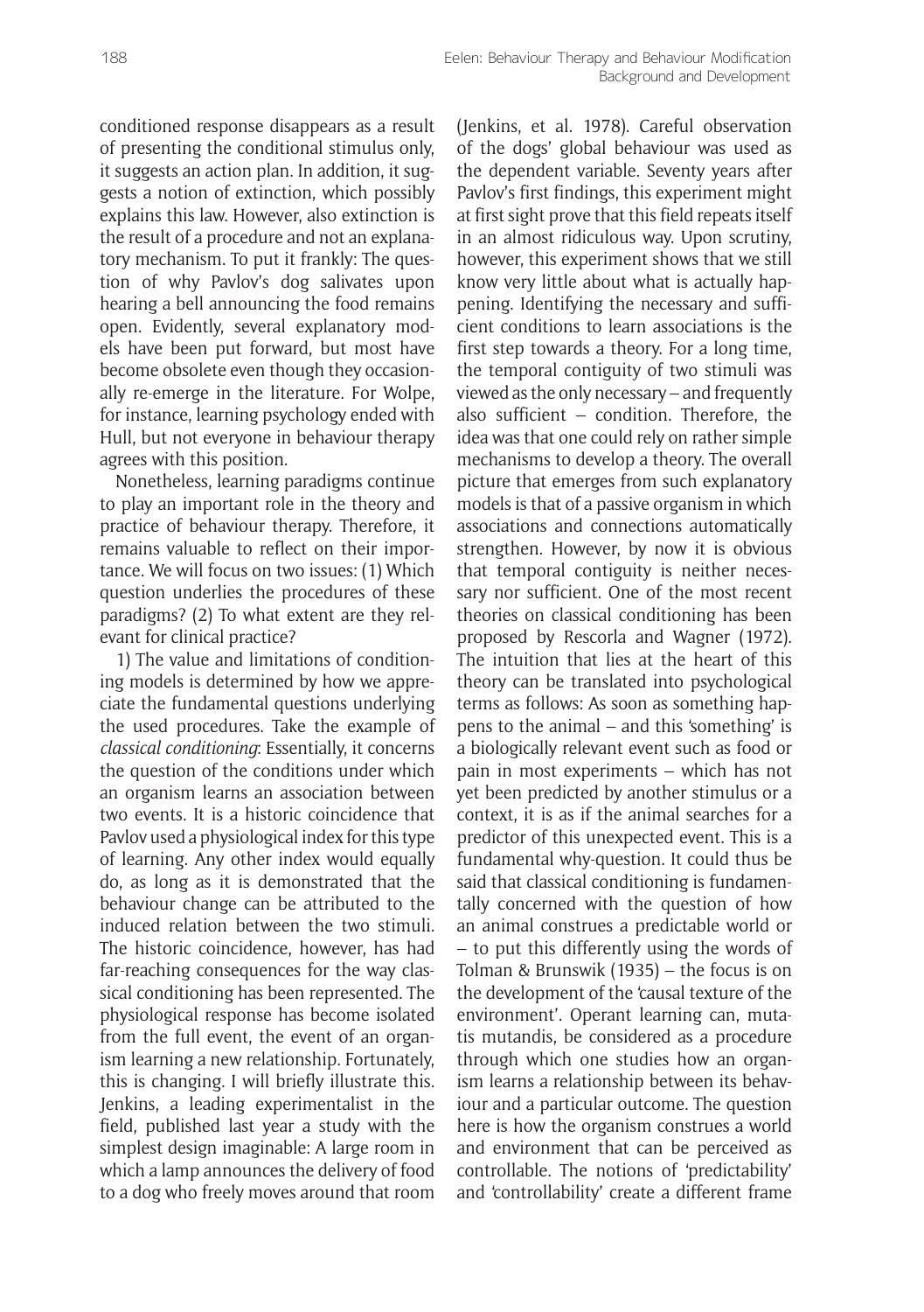conditioned response disappears as a result of presenting the conditional stimulus only, it suggests an action plan. In addition, it suggests a notion of extinction, which possibly explains this law. However, also extinction is the result of a procedure and not an explanatory mechanism. To put it frankly: The question of why Pavlov's dog salivates upon hearing a bell announcing the food remains open. Evidently, several explanatory models have been put forward, but most have become obsolete even though they occasionally re-emerge in the literature. For Wolpe, for instance, learning psychology ended with Hull, but not everyone in behaviour therapy agrees with this position.

Nonetheless, learning paradigms continue to play an important role in the theory and practice of behaviour therapy. Therefore, it remains valuable to reflect on their importance. We will focus on two issues: (1) Which question underlies the procedures of these paradigms? (2) To what extent are they relevant for clinical practice?

1) The value and limitations of conditioning models is determined by how we appreciate the fundamental questions underlying the used procedures. Take the example of *classical conditioning*: Essentially, it concerns the question of the conditions under which an organism learns an association between two events. It is a historic coincidence that Pavlov used a physiological index for this type of learning. Any other index would equally do, as long as it is demonstrated that the behaviour change can be attributed to the induced relation between the two stimuli. The historic coincidence, however, has had far-reaching consequences for the way classical conditioning has been represented. The physiological response has become isolated from the full event, the event of an organism learning a new relationship. Fortunately, this is changing. I will briefly illustrate this. Jenkins, a leading experimentalist in the field, published last year a study with the simplest design imaginable: A large room in which a lamp announces the delivery of food to a dog who freely moves around that room (Jenkins, et al. 1978). Careful observation of the dogs' global behaviour was used as the dependent variable. Seventy years after Pavlov's first findings, this experiment might at first sight prove that this field repeats itself in an almost ridiculous way. Upon scrutiny, however, this experiment shows that we still know very little about what is actually happening. Identifying the necessary and sufficient conditions to learn associations is the first step towards a theory. For a long time, the temporal contiguity of two stimuli was viewed as the only necessary – and frequently also sufficient – condition. Therefore, the idea was that one could rely on rather simple mechanisms to develop a theory. The overall picture that emerges from such explanatory models is that of a passive organism in which associations and connections automatically strengthen. However, by now it is obvious that temporal contiguity is neither necessary nor sufficient. One of the most recent theories on classical conditioning has been proposed by Rescorla and Wagner (1972). The intuition that lies at the heart of this theory can be translated into psychological terms as follows: As soon as something happens to the animal – and this 'something' is a biologically relevant event such as food or pain in most experiments – which has not yet been predicted by another stimulus or a context, it is as if the animal searches for a predictor of this unexpected event. This is a fundamental why-question. It could thus be said that classical conditioning is fundamentally concerned with the question of how an animal construes a predictable world or – to put this differently using the words of Tolman & Brunswik (1935) – the focus is on the development of the 'causal texture of the environment'. Operant learning can, mutatis mutandis, be considered as a procedure through which one studies how an organism learns a relationship between its behaviour and a particular outcome. The question here is how the organism construes a world and environment that can be perceived as controllable. The notions of 'predictability' and 'controllability' create a different frame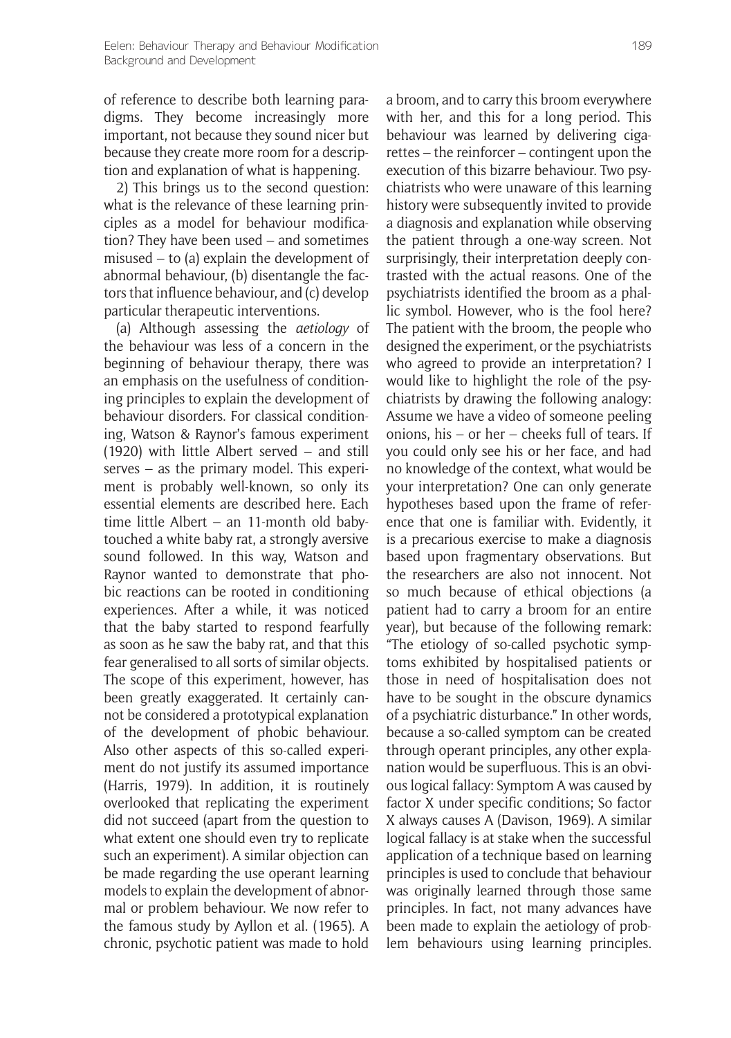of reference to describe both learning paradigms. They become increasingly more important, not because they sound nicer but because they create more room for a description and explanation of what is happening.

2) This brings us to the second question: what is the relevance of these learning principles as a model for behaviour modification? They have been used – and sometimes misused – to (a) explain the development of abnormal behaviour, (b) disentangle the factors that influence behaviour, and (c) develop particular therapeutic interventions.

(a) Although assessing the *aetiology* of the behaviour was less of a concern in the beginning of behaviour therapy, there was an emphasis on the usefulness of conditioning principles to explain the development of behaviour disorders. For classical conditioning, Watson & Raynor's famous experiment (1920) with little Albert served – and still serves – as the primary model. This experiment is probably well-known, so only its essential elements are described here. Each time little Albert – an 11-month old baby-touched a white baby rat, a strongly aversive sound followed. In this way, Watson and Raynor wanted to demonstrate that phobic reactions can be rooted in conditioning experiences. After a while, it was noticed that the baby started to respond fearfully as soon as he saw the baby rat, and that this fear generalised to all sorts of similar objects. The scope of this experiment, however, has been greatly exaggerated. It certainly cannot be considered a prototypical explanation of the development of phobic behaviour. Also other aspects of this so-called experiment do not justify its assumed importance (Harris, 1979). In addition, it is routinely overlooked that replicating the experiment did not succeed (apart from the question to what extent one should even try to replicate such an experiment). A similar objection can be made regarding the use operant learning models to explain the development of abnormal or problem behaviour. We now refer to the famous study by Ayllon et al. (1965). A chronic, psychotic patient was made to hold a broom, and to carry this broom everywhere with her, and this for a long period. This behaviour was learned by delivering cigarettes – the reinforcer – contingent upon the execution of this bizarre behaviour. Two psychiatrists who were unaware of this learning history were subsequently invited to provide a diagnosis and explanation while observing the patient through a one-way screen. Not surprisingly, their interpretation deeply contrasted with the actual reasons. One of the psychiatrists identified the broom as a phallic symbol. However, who is the fool here? The patient with the broom, the people who designed the experiment, or the psychiatrists who agreed to provide an interpretation? I would like to highlight the role of the psychiatrists by drawing the following analogy: Assume we have a video of someone peeling onions, his – or her – cheeks full of tears. If you could only see his or her face, and had no knowledge of the context, what would be your interpretation? One can only generate hypotheses based upon the frame of reference that one is familiar with. Evidently, it is a precarious exercise to make a diagnosis based upon fragmentary observations. But the researchers are also not innocent. Not so much because of ethical objections (a patient had to carry a broom for an entire year), but because of the following remark: "The etiology of so-called psychotic symptoms exhibited by hospitalised patients or those in need of hospitalisation does not have to be sought in the obscure dynamics of a psychiatric disturbance." In other words, because a so-called symptom can be created through operant principles, any other explanation would be superfluous. This is an obvious logical fallacy: Symptom A was caused by factor X under specific conditions; So factor X always causes A (Davison, 1969). A similar logical fallacy is at stake when the successful application of a technique based on learning principles is used to conclude that behaviour was originally learned through those same principles. In fact, not many advances have been made to explain the aetiology of problem behaviours using learning principles.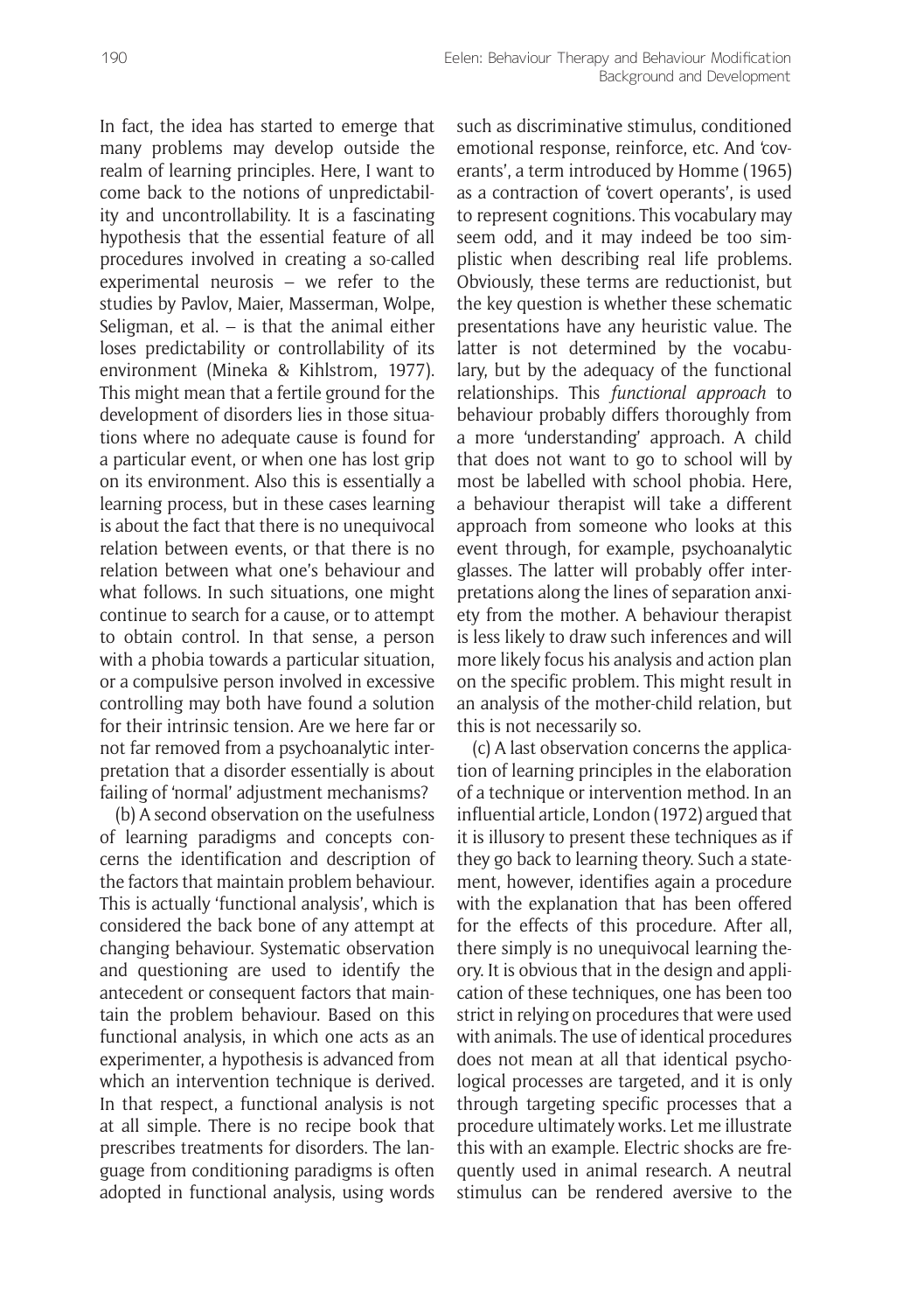In fact, the idea has started to emerge that many problems may develop outside the realm of learning principles. Here, I want to come back to the notions of unpredictability and uncontrollability. It is a fascinating hypothesis that the essential feature of all procedures involved in creating a so-called experimental neurosis – we refer to the studies by Pavlov, Maier, Masserman, Wolpe, Seligman, et al. – is that the animal either loses predictability or controllability of its environment (Mineka & Kihlstrom, 1977). This might mean that a fertile ground for the development of disorders lies in those situations where no adequate cause is found for a particular event, or when one has lost grip on its environment. Also this is essentially a learning process, but in these cases learning is about the fact that there is no unequivocal relation between events, or that there is no relation between what one's behaviour and what follows. In such situations, one might continue to search for a cause, or to attempt to obtain control. In that sense, a person with a phobia towards a particular situation, or a compulsive person involved in excessive controlling may both have found a solution for their intrinsic tension. Are we here far or not far removed from a psychoanalytic interpretation that a disorder essentially is about failing of 'normal' adjustment mechanisms?

(b) A second observation on the usefulness of learning paradigms and concepts concerns the identification and description of the factors that maintain problem behaviour. This is actually 'functional analysis', which is considered the back bone of any attempt at changing behaviour. Systematic observation and questioning are used to identify the antecedent or consequent factors that maintain the problem behaviour. Based on this functional analysis, in which one acts as an experimenter, a hypothesis is advanced from which an intervention technique is derived. In that respect, a functional analysis is not at all simple. There is no recipe book that prescribes treatments for disorders. The language from conditioning paradigms is often adopted in functional analysis, using words such as discriminative stimulus, conditioned emotional response, reinforce, etc. And 'coverants', a term introduced by Homme (1965) as a contraction of 'covert operants', is used to represent cognitions. This vocabulary may seem odd, and it may indeed be too simplistic when describing real life problems. Obviously, these terms are reductionist, but the key question is whether these schematic presentations have any heuristic value. The latter is not determined by the vocabulary, but by the adequacy of the functional relationships. This *functional approach* to behaviour probably differs thoroughly from a more 'understanding' approach. A child that does not want to go to school will by most be labelled with school phobia. Here, a behaviour therapist will take a different approach from someone who looks at this event through, for example, psychoanalytic glasses. The latter will probably offer interpretations along the lines of separation anxiety from the mother. A behaviour therapist is less likely to draw such inferences and will more likely focus his analysis and action plan on the specific problem. This might result in an analysis of the mother-child relation, but this is not necessarily so.

(c) A last observation concerns the application of learning principles in the elaboration of a technique or intervention method. In an influential article, London (1972) argued that it is illusory to present these techniques as if they go back to learning theory. Such a statement, however, identifies again a procedure with the explanation that has been offered for the effects of this procedure. After all, there simply is no unequivocal learning theory. It is obvious that in the design and application of these techniques, one has been too strict in relying on procedures that were used with animals. The use of identical procedures does not mean at all that identical psychological processes are targeted, and it is only through targeting specific processes that a procedure ultimately works. Let me illustrate this with an example. Electric shocks are frequently used in animal research. A neutral stimulus can be rendered aversive to the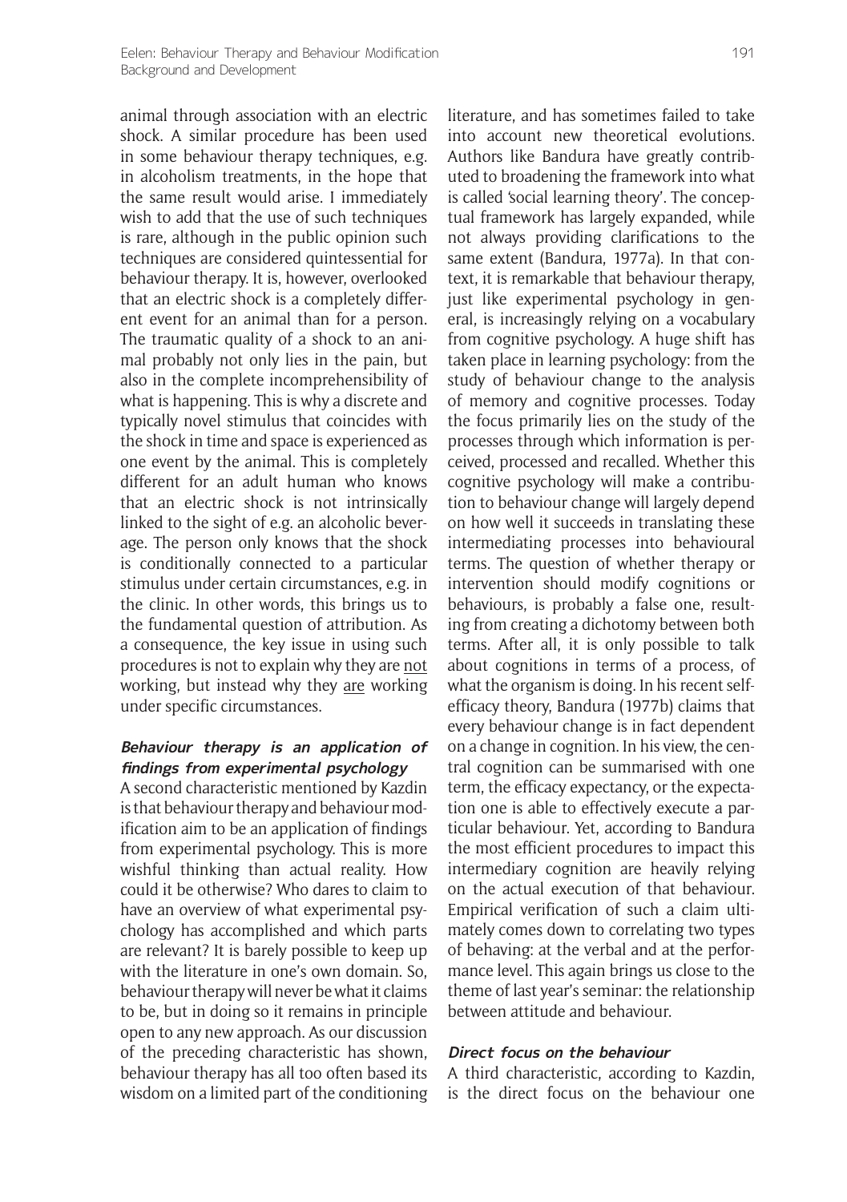animal through association with an electric shock. A similar procedure has been used in some behaviour therapy techniques, e.g. in alcoholism treatments, in the hope that the same result would arise. I immediately wish to add that the use of such techniques is rare, although in the public opinion such techniques are considered quintessential for behaviour therapy. It is, however, overlooked that an electric shock is a completely different event for an animal than for a person. The traumatic quality of a shock to an animal probably not only lies in the pain, but also in the complete incomprehensibility of what is happening. This is why a discrete and typically novel stimulus that coincides with the shock in time and space is experienced as one event by the animal. This is completely different for an adult human who knows that an electric shock is not intrinsically linked to the sight of e.g. an alcoholic beverage. The person only knows that the shock is conditionally connected to a particular stimulus under certain circumstances, e.g. in the clinic. In other words, this brings us to the fundamental question of attribution. As a consequence, the key issue in using such procedures is not to explain why they are not working, but instead why they are working under specific circumstances.

### *Behaviour therapy is an application of findings from experimental psychology*

A second characteristic mentioned by Kazdin is that behaviour therapy and behaviour modification aim to be an application of findings from experimental psychology. This is more wishful thinking than actual reality. How could it be otherwise? Who dares to claim to have an overview of what experimental psychology has accomplished and which parts are relevant? It is barely possible to keep up with the literature in one's own domain. So, behaviour therapy will never be what it claims to be, but in doing so it remains in principle open to any new approach. As our discussion of the preceding characteristic has shown, behaviour therapy has all too often based its wisdom on a limited part of the conditioning literature, and has sometimes failed to take into account new theoretical evolutions. Authors like Bandura have greatly contributed to broadening the framework into what is called 'social learning theory'. The conceptual framework has largely expanded, while not always providing clarifications to the same extent (Bandura, 1977a). In that context, it is remarkable that behaviour therapy, just like experimental psychology in general, is increasingly relying on a vocabulary from cognitive psychology. A huge shift has taken place in learning psychology: from the study of behaviour change to the analysis of memory and cognitive processes. Today the focus primarily lies on the study of the processes through which information is perceived, processed and recalled. Whether this cognitive psychology will make a contribution to behaviour change will largely depend on how well it succeeds in translating these intermediating processes into behavioural terms. The question of whether therapy or intervention should modify cognitions or behaviours, is probably a false one, resulting from creating a dichotomy between both terms. After all, it is only possible to talk about cognitions in terms of a process, of what the organism is doing. In his recent self-efficacy theory, Bandura (1977b) claims that every behaviour change is in fact dependent on a change in cognition. In his view, the central cognition can be summarised with one term, the efficacy expectancy, or the expectation one is able to effectively execute a particular behaviour. Yet, according to Bandura the most efficient procedures to impact this intermediary cognition are heavily relying on the actual execution of that behaviour. Empirical verification of such a claim ultimately comes down to correlating two types of behaving: at the verbal and at the performance level. This again brings us close to the theme of last year's seminar: the relationship between attitude and behaviour.

### *Direct focus on the behaviour*

A third characteristic, according to Kazdin, is the direct focus on the behaviour one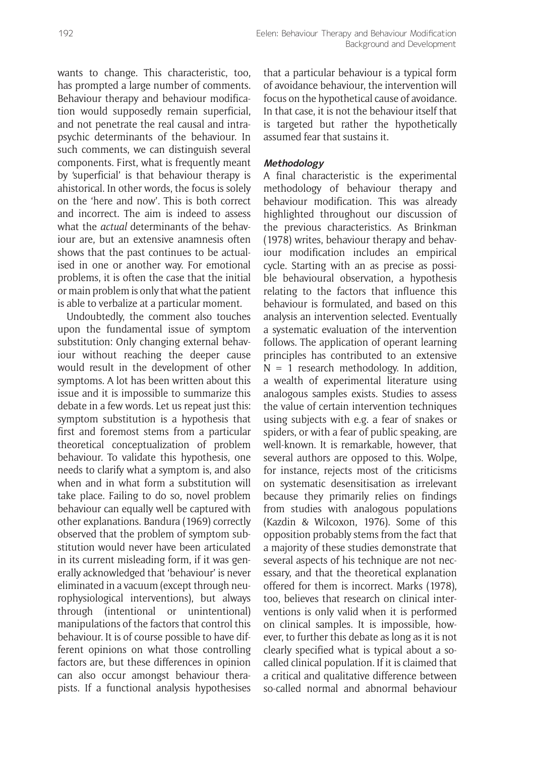wants to change. This characteristic, too, has prompted a large number of comments. Behaviour therapy and behaviour modification would supposedly remain superficial, and not penetrate the real causal and intrapsychic determinants of the behaviour. In such comments, we can distinguish several components. First, what is frequently meant by 'superficial' is that behaviour therapy is ahistorical. In other words, the focus is solely on the 'here and now'. This is both correct and incorrect. The aim is indeed to assess what the *actual* determinants of the behaviour are, but an extensive anamnesis often shows that the past continues to be actualised in one or another way. For emotional problems, it is often the case that the initial or main problem is only that what the patient is able to verbalize at a particular moment.

Undoubtedly, the comment also touches upon the fundamental issue of symptom substitution: Only changing external behaviour without reaching the deeper cause would result in the development of other symptoms. A lot has been written about this issue and it is impossible to summarize this debate in a few words. Let us repeat just this: symptom substitution is a hypothesis that first and foremost stems from a particular theoretical conceptualization of problem behaviour. To validate this hypothesis, one needs to clarify what a symptom is, and also when and in what form a substitution will take place. Failing to do so, novel problem behaviour can equally well be captured with other explanations. Bandura (1969) correctly observed that the problem of symptom substitution would never have been articulated in its current misleading form, if it was generally acknowledged that 'behaviour' is never eliminated in a vacuum (except through neurophysiological interventions), but always through (intentional or unintentional) manipulations of the factors that control this behaviour. It is of course possible to have different opinions on what those controlling factors are, but these differences in opinion can also occur amongst behaviour therapists. If a functional analysis hypothesises that a particular behaviour is a typical form of avoidance behaviour, the intervention will focus on the hypothetical cause of avoidance. In that case, it is not the behaviour itself that is targeted but rather the hypothetically assumed fear that sustains it.

#### *Methodology*

A final characteristic is the experimental methodology of behaviour therapy and behaviour modification. This was already highlighted throughout our discussion of the previous characteristics. As Brinkman (1978) writes, behaviour therapy and behaviour modification includes an empirical cycle. Starting with an as precise as possible behavioural observation, a hypothesis relating to the factors that influence this behaviour is formulated, and based on this analysis an intervention selected. Eventually a systematic evaluation of the intervention follows. The application of operant learning principles has contributed to an extensive N = 1 research methodology. In addition, a wealth of experimental literature using analogous samples exists. Studies to assess the value of certain intervention techniques using subjects with e.g. a fear of snakes or spiders, or with a fear of public speaking, are well-known. It is remarkable, however, that several authors are opposed to this. Wolpe, for instance, rejects most of the criticisms on systematic desensitisation as irrelevant because they primarily relies on findings from studies with analogous populations (Kazdin & Wilcoxon, 1976). Some of this opposition probably stems from the fact that a majority of these studies demonstrate that several aspects of his technique are not necessary, and that the theoretical explanation offered for them is incorrect. Marks (1978), too, believes that research on clinical interventions is only valid when it is performed on clinical samples. It is impossible, however, to further this debate as long as it is not clearly specified what is typical about a so-called clinical population. If it is claimed that a critical and qualitative difference between so-called normal and abnormal behaviour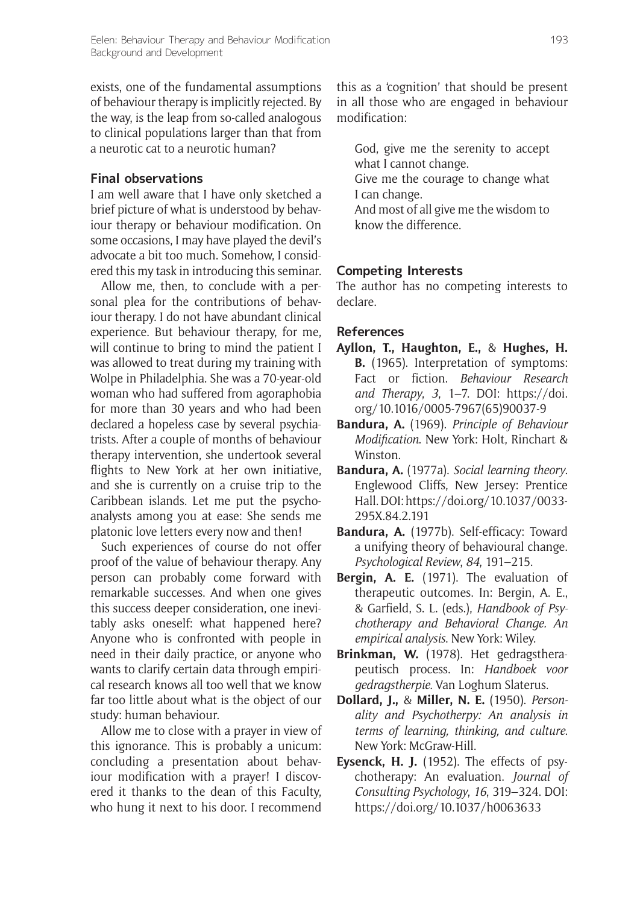exists, one of the fundamental assumptions of behaviour therapy is implicitly rejected. By the way, is the leap from so-called analogous to clinical populations larger than that from a neurotic cat to a neurotic human?

## Final observations

I am well aware that I have only sketched a brief picture of what is understood by behaviour therapy or behaviour modification. On some occasions, I may have played the devil's advocate a bit too much. Somehow, I considered this my task in introducing this seminar.

Allow me, then, to conclude with a personal plea for the contributions of behaviour therapy. I do not have abundant clinical experience. But behaviour therapy, for me, will continue to bring to mind the patient I was allowed to treat during my training with Wolpe in Philadelphia. She was a 70-year-old woman who had suffered from agoraphobia for more than 30 years and who had been declared a hopeless case by several psychiatrists. After a couple of months of behaviour therapy intervention, she undertook several flights to New York at her own initiative, and she is currently on a cruise trip to the Caribbean islands. Let me put the psychoanalysts among you at ease: She sends me platonic love letters every now and then!

Such experiences of course do not offer proof of the value of behaviour therapy. Any person can probably come forward with remarkable successes. And when one gives this success deeper consideration, one inevitably asks oneself: what happened here? Anyone who is confronted with people in need in their daily practice, or anyone who wants to clarify certain data through empirical research knows all too well that we know far too little about what is the object of our study: human behaviour.

Allow me to close with a prayer in view of this ignorance. This is probably a unicum: concluding a presentation about behaviour modification with a prayer! I discovered it thanks to the dean of this Faculty, who hung it next to his door. I recommend this as a 'cognition' that should be present in all those who are engaged in behaviour modification:

> God, give me the serenity to accept what I cannot change.
> Give me the courage to change what I can change.
> And most of all give me the wisdom to know the difference.

## Competing Interests

The author has no competing interests to declare.

## References

**Ayllon, T., Haughton, E.,** & **Hughes, H. B.** (1965). Interpretation of symptoms: Fact or fiction. *Behaviour Research and Therapy*, *3*, 1–7. DOI: https://doi.org/10.1016/0005-7967(65)90037-9

**Bandura, A.** (1969). *Principle of Behaviour Modification*. New York: Holt, Rinchart & Winston.

**Bandura, A.** (1977a). *Social learning theory*. Englewood Cliffs, New Jersey: Prentice Hall. DOI: https://doi.org/10.1037/0033-295X.84.2.191

**Bandura, A.** (1977b). Self-efficacy: Toward a unifying theory of behavioural change. *Psychological Review*, *84*, 191–215.

**Bergin, A. E.** (1971). The evaluation of therapeutic outcomes. In: Bergin, A. E., & Garfield, S. L. (eds.), *Handbook of Psychotherapy and Behavioral Change. An empirical analysis*. New York: Wiley.

**Brinkman, W.** (1978). Het gedragstherapeutisch process. In: *Handboek voor gedragstherpie.* Van Loghum Slaterus.

**Dollard, J.,** & **Miller, N. E.** (1950). *Personality and Psychotherpy: An analysis in terms of learning, thinking, and culture.* New York: McGraw-Hill.

**Eysenck, H. J.** (1952). The effects of psychotherapy: An evaluation. *Journal of Consulting Psychology*, *16*, 319–324. DOI: https://doi.org/10.1037/h0063633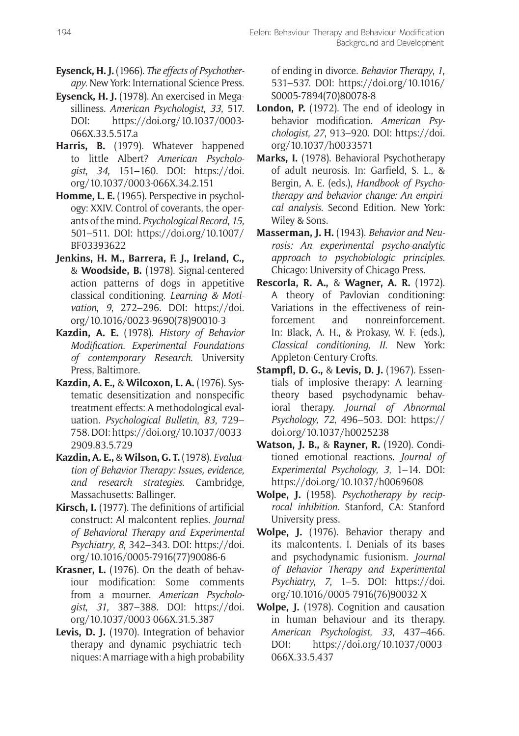**Eysenck, H. J.** (1966). *The effects of Psychotherapy.* New York: International Science Press.

**Eysenck, H. J.** (1978). An exercised in Megasilliness. *American Psychologist*, *33*, 517. DOI: https://doi.org/10.1037/0003-066X.33.5.517.a

**Harris, B.** (1979). Whatever happened to little Albert? *American Psychologist*, *34*, 151–160. DOI: https://doi.org/10.1037/0003-066X.34.2.151

**Homme, L. E.** (1965). Perspective in psychology: XXIV. Control of coverants, the operants of the mind. *Psychological Record*, *15*, 501–511. DOI: https://doi.org/10.1007/BF03393622

**Jenkins, H. M., Barrera, F. J., Ireland, C.,** & **Woodside, B.** (1978). Signal-centered action patterns of dogs in appetitive classical conditioning. *Learning & Motivation*, *9*, 272–296. DOI: https://doi.org/10.1016/0023-9690(78)90010-3

**Kazdin, A. E.** (1978). *History of Behavior Modification. Experimental Foundations of contemporary Research.* University Press, Baltimore.

**Kazdin, A. E.,** & **Wilcoxon, L. A.** (1976). Systematic desensitization and nonspecific treatment effects: A methodological evaluation. *Psychological Bulletin*, *83*, 729–758. DOI: https://doi.org/10.1037/0033-2909.83.5.729

**Kazdin, A. E.,** & **Wilson, G. T.** (1978). *Evaluation of Behavior Therapy: Issues, evidence, and research strategies.* Cambridge, Massachusetts: Ballinger.

**Kirsch, I.** (1977). The definitions of artificial construct: Al malcontent replies. *Journal of Behavioral Therapy and Experimental Psychiatry*, *8*, 342–343. DOI: https://doi.org/10.1016/0005-7916(77)90086-6

**Krasner, L.** (1976). On the death of behaviour modification: Some comments from a mourner. *American Psychologist*, *31*, 387–388. DOI: https://doi.org/10.1037/0003-066X.31.5.387

**Levis, D. J.** (1970). Integration of behavior therapy and dynamic psychiatric techniques: A marriage with a high probability of ending in divorce. *Behavior Therapy*, *1*, 531–537. DOI: https://doi.org/10.1016/S0005-7894(70)80078-8

**London, P.** (1972). The end of ideology in behavior modification. *American Psychologist*, *27*, 913–920. DOI: https://doi.org/10.1037/h0033571

**Marks, I.** (1978). Behavioral Psychotherapy of adult neurosis. In: Garfield, S. L., & Bergin, A. E. (eds.), *Handbook of Psychotherapy and behavior change: An empirical analysis*. Second Edition. New York: Wiley & Sons.

**Masserman, J. H.** (1943). *Behavior and Neurosis: An experimental psycho-analytic approach to psychobiologic principles*. Chicago: University of Chicago Press.

**Rescorla, R. A.,** & **Wagner, A. R.** (1972). A theory of Pavlovian conditioning: Variations in the effectiveness of reinforcement and nonreinforcement. In: Black, A. H., & Prokasy, W. F. (eds.), *Classical conditioning*, *II*. New York: Appleton-Century-Crofts.

**Stampfl, D. G.,** & **Levis, D. J.** (1967). Essentials of implosive therapy: A learning-theory based psychodynamic behavioral therapy. *Journal of Abnormal Psychology*, *72*, 496–503. DOI: https://doi.org/10.1037/h0025238

**Watson, J. B.,** & **Rayner, R.** (1920). Conditioned emotional reactions. *Journal of Experimental Psychology*, *3*, 1–14. DOI: https://doi.org/10.1037/h0069608

**Wolpe, J.** (1958). *Psychotherapy by reciprocal inhibition*. Stanford, CA: Stanford University press.

**Wolpe, J.** (1976). Behavior therapy and its malcontents. I. Denials of its bases and psychodynamic fusionism. *Journal of Behavior Therapy and Experimental Psychiatry*, *7*, 1–5. DOI: https://doi.org/10.1016/0005-7916(76)90032-X

**Wolpe, J.** (1978). Cognition and causation in human behaviour and its therapy. *American Psychologist*, *33*, 437–466. DOI: https://doi.org/10.1037/0003-066X.33.5.437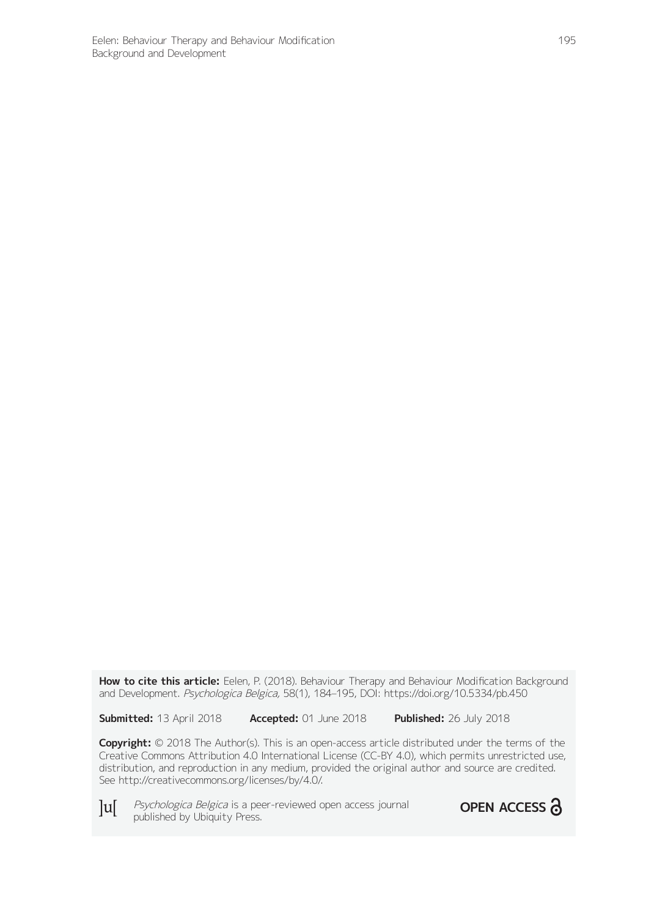**How to cite this article:** Eelen, P. (2018). Behaviour Therapy and Behaviour Modification Background and Development. *Psychologica Belgica,* 58(1), 184–195, DOI: https://doi.org/10.5334/pb.450

**Submitted:** 13 April 2018 **Accepted:** 01 June 2018 **Published:** 26 July 2018

**Copyright:** © 2018 The Author(s). This is an open-access article distributed under the terms of the Creative Commons Attribution 4.0 International License (CC-BY 4.0), which permits unrestricted use, distribution, and reproduction in any medium, provided the original author and source are credited. See http://creativecommons.org/licenses/by/4.0/.

*Psychologica Belgica* is a peer-reviewed open access journal published by Ubiquity Press.

OPEN ACCESS